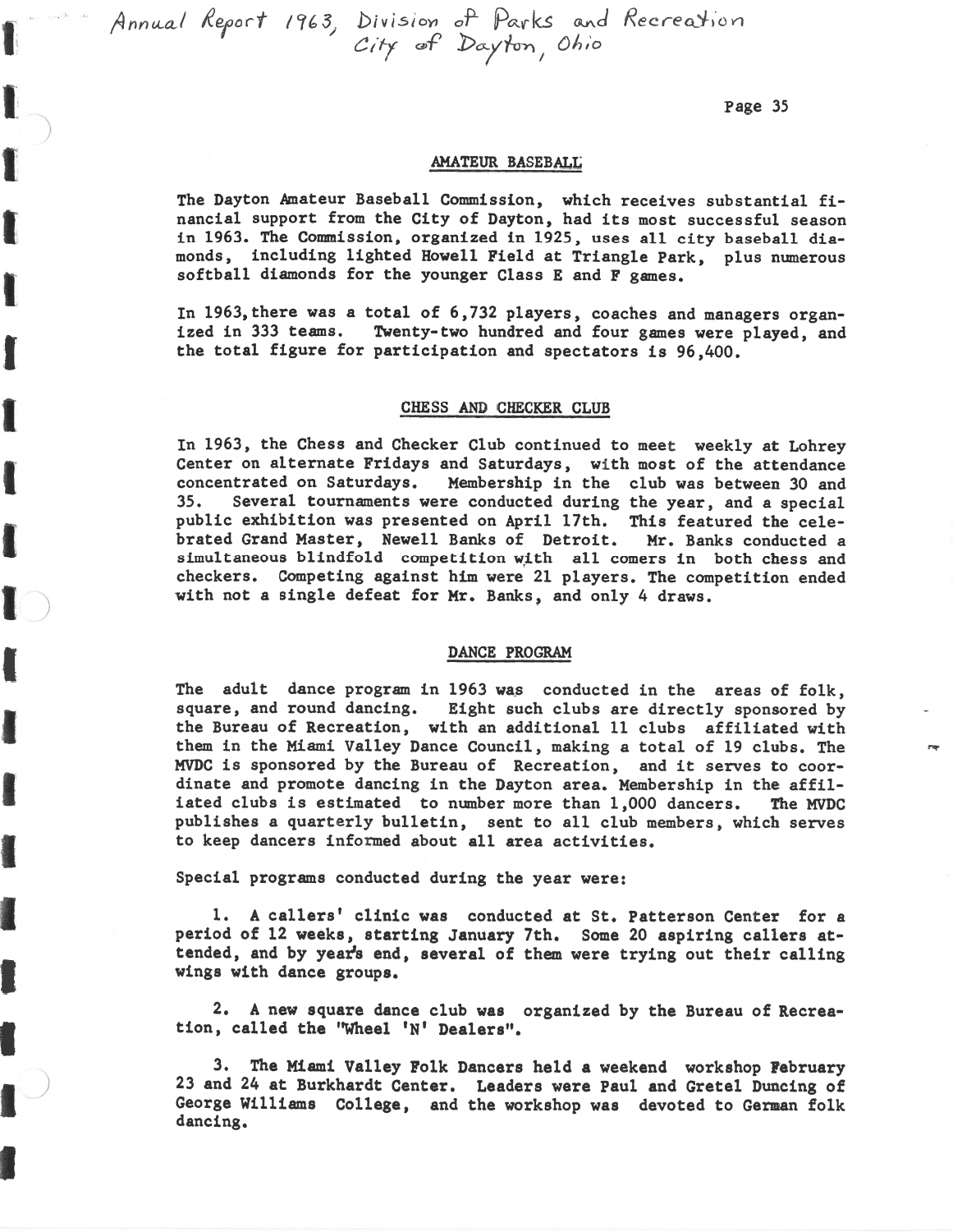Annual Report 1963, Division of Parks and Recreation
City of Dayton, Ohio

## AMATEUR BASEBALL

The Dayton Amateur Baseball Commission, which receives substantial financial support from the City of Dayton, had its most successful season in 1963. The Commission, organized in 1925, uses all city baseball diamonds, including lighted Howell Field at Triangle Park, plus numerous softball diamonds for the younger Class E and F games.

In 1963, there was a total of 6,732 players, coaches and managers organized in 333 teams. Twenty-two hundred and four games were played, and the total figure for participation and spectators is 96,400.

## CHESS AND CHECKER CLUB

In 1963, the Chess and Checker Club continued to meet weekly at Lohrey Center on alternate Fridays and Saturdays, with most of the attendance concentrated on Saturdays. Membership in the club was between 30 and 35. Several tournaments were conducted during the year, and a special public exhibition was presented on April 17th. This featured the celebrated Grand Master, Newell Banks of Detroit. Mr. Banks conducted a simultaneous blindfold competition with all comers in both chess and checkers. Competing against him were 21 players. The competition ended with not a single defeat for Mr. Banks, and only 4 draws.

## DANCE PROGRAM

The adult dance program in 1963 was conducted in the areas of folk, square, and round dancing. Eight such clubs are directly sponsored by the Bureau of Recreation, with an additional 11 clubs affiliated with them in the Miami Valley Dance Council, making a total of 19 clubs. The MVDC is sponsored by the Bureau of Recreation, and it serves to coordinate and promote dancing in the Dayton area. Membership in the affiliated clubs is estimated to number more than 1,000 dancers. The MVDC publishes a quarterly bulletin, sent to all club members, which serves to keep dancers informed about all area activities.

Special programs conducted during the year were:

1. A callers' clinic was conducted at St. Patterson Center for a period of 12 weeks, starting January 7th. Some 20 aspiring callers attended, and by year's end, several of them were trying out their calling wings with dance groups.

2. A new square dance club was organized by the Bureau of Recreation, called the "Wheel 'N' Dealers".

3. The Miami Valley Folk Dancers held a weekend workshop February 23 and 24 at Burkhardt Center. Leaders were Paul and Gretel Duncing of George Williams College, and the workshop was devoted to German folk dancing.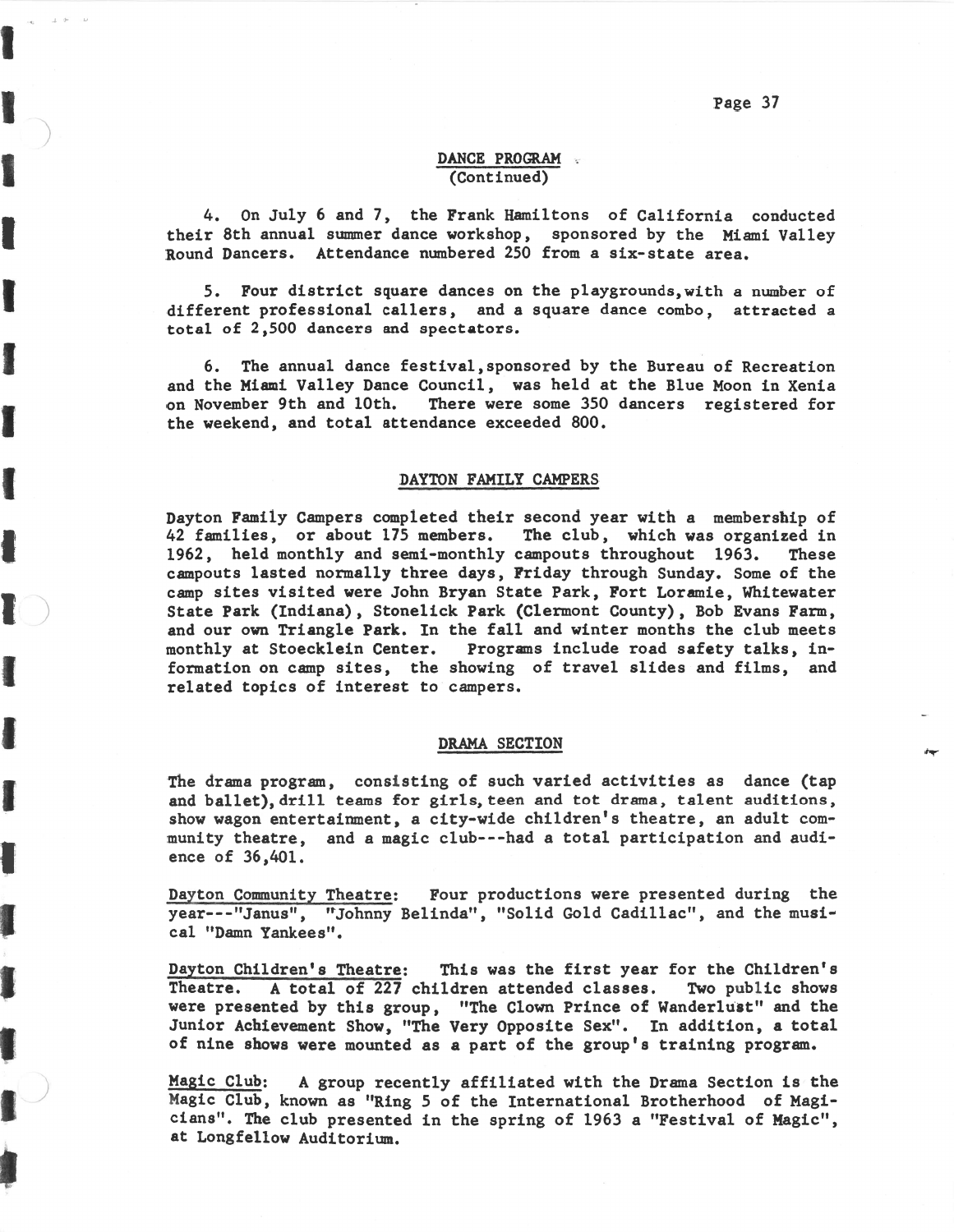## DANCE PROGRAM (Continued)

4. On July 6 and 7, the Frank Hamiltons of California conducted their 8th annual summer dance workshop, sponsored by the Miami Valley Round Dancers. Attendance numbered 250 from a six-state area.

5. Four district square dances on the playgrounds, with a number of different professional callers, and a square dance combo, attracted a total of 2,500 dancers and spectators.

6. The annual dance festival, sponsored by the Bureau of Recreation and the Miami Valley Dance Council, was held at the Blue Moon in Xenia on November 9th and 10th. There were some 350 dancers registered for the weekend, and total attendance exceeded 800.

## DAYTON FAMILY CAMPERS

Dayton Family Campers completed their second year with a membership of 42 families, or about 175 members. The club, which was organized in 1962, held monthly and semi-monthly campouts throughout 1963. These campouts lasted normally three days, Friday through Sunday. Some of the camp sites visited were John Bryan State Park, Fort Loramie, Whitewater State Park (Indiana), Stonelick Park (Clermont County), Bob Evans Farm, and our own Triangle Park. In the fall and winter months the club meets monthly at Stoecklein Center. Programs include road safety talks, information on camp sites, the showing of travel slides and films, and related topics of interest to campers.

## DRAMA SECTION

The drama program, consisting of such varied activities as dance (tap and ballet), drill teams for girls, teen and tot drama, talent auditions, show wagon entertainment, a city-wide children's theatre, an adult community theatre, and a magic club---had a total participation and audience of 36,401.

Dayton Community Theatre: Four productions were presented during the year---"Janus", "Johnny Belinda", "Solid Gold Cadillac", and the musical "Damn Yankees".

Dayton Children's Theatre: This was the first year for the Children's Theatre. A total of 227 children attended classes. Two public shows were presented by this group, "The Clown Prince of Wanderlust" and the Junior Achievement Show, "The Very Opposite Sex". In addition, a total of nine shows were mounted as a part of the group's training program.

Magic Club: A group recently affiliated with the Drama Section is the Magic Club, known as "Ring 5 of the International Brotherhood of Magicians". The club presented in the spring of 1963 a "Festival of Magic", at Longfellow Auditorium.